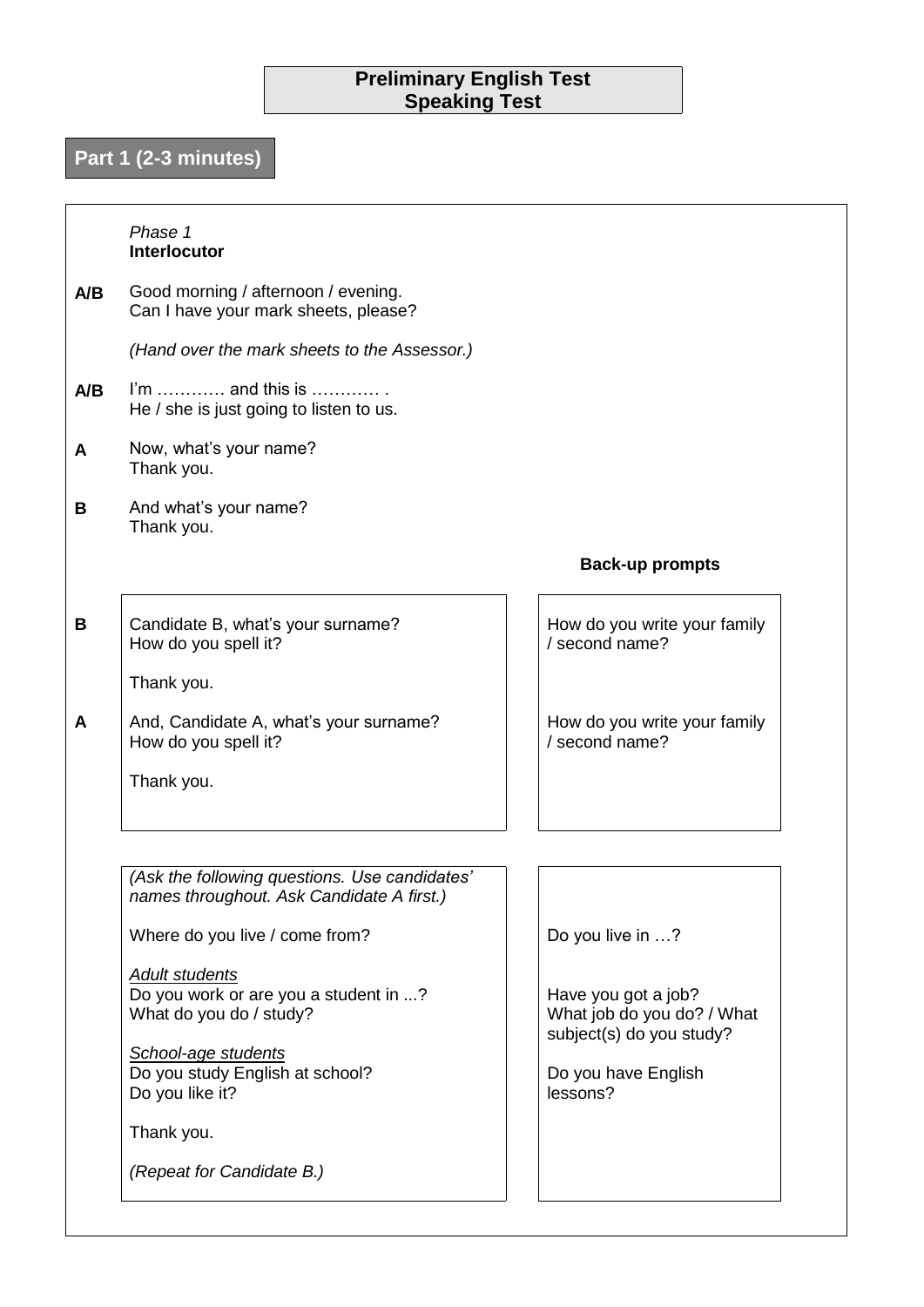# Preliminary English Test
# Speaking Test

## Part 1 (2-3 minutes)

*Phase 1*
**Interlocutor**

**A/B** Good morning / afternoon / evening.
Can I have your mark sheets, please?

*(Hand over the mark sheets to the Assessor.)*

**A/B** I'm ………… and this is ………… .
He / she is just going to listen to us.

**A** Now, what's your name?
Thank you.

**B** And what's your name?
Thank you.

| | | Back-up prompts |
|---|---|---|
| **B** | Candidate B, what's your surname?<br>How do you spell it?<br><br>Thank you. | How do you write your family / second name? |
| **A** | And, Candidate A, what's your surname?<br>How do you spell it?<br><br>Thank you. | How do you write your family / second name? |

| Interlocutor | Back-up prompts |
|---|---|
| *(Ask the following questions. Use candidates' names throughout. Ask Candidate A first.)* | |
| Where do you live / come from? | Do you live in …? |
| *Adult students*<br>Do you work or are you a student in ...?<br>What do you do / study? | Have you got a job?<br>What job do you do? / What subject(s) do you study? |
| *School-age students*<br>Do you study English at school?<br>Do you like it? | Do you have English lessons? |
| Thank you. | |
| *(Repeat for Candidate B.)* | |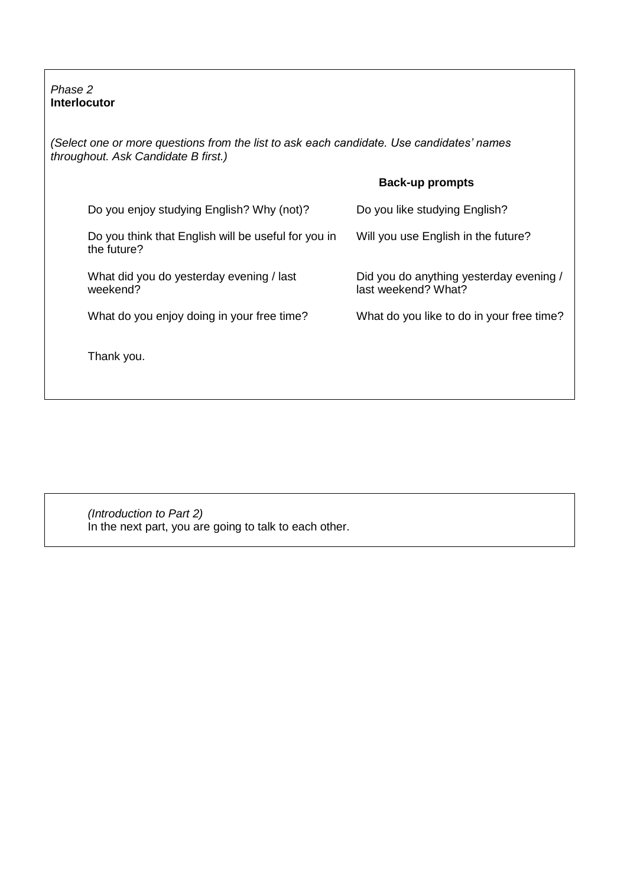*Phase 2*
**Interlocutor**

*(Select one or more questions from the list to ask each candidate. Use candidates' names throughout. Ask Candidate B first.)*

| | **Back-up prompts** |
|---|---|
| Do you enjoy studying English? Why (not)? | Do you like studying English? |
| Do you think that English will be useful for you in the future? | Will you use English in the future? |
| What did you do yesterday evening / last weekend? | Did you do anything yesterday evening / last weekend? What? |
| What do you enjoy doing in your free time? | What do you like to do in your free time? |

Thank you.

*(Introduction to Part 2)*
In the next part, you are going to talk to each other.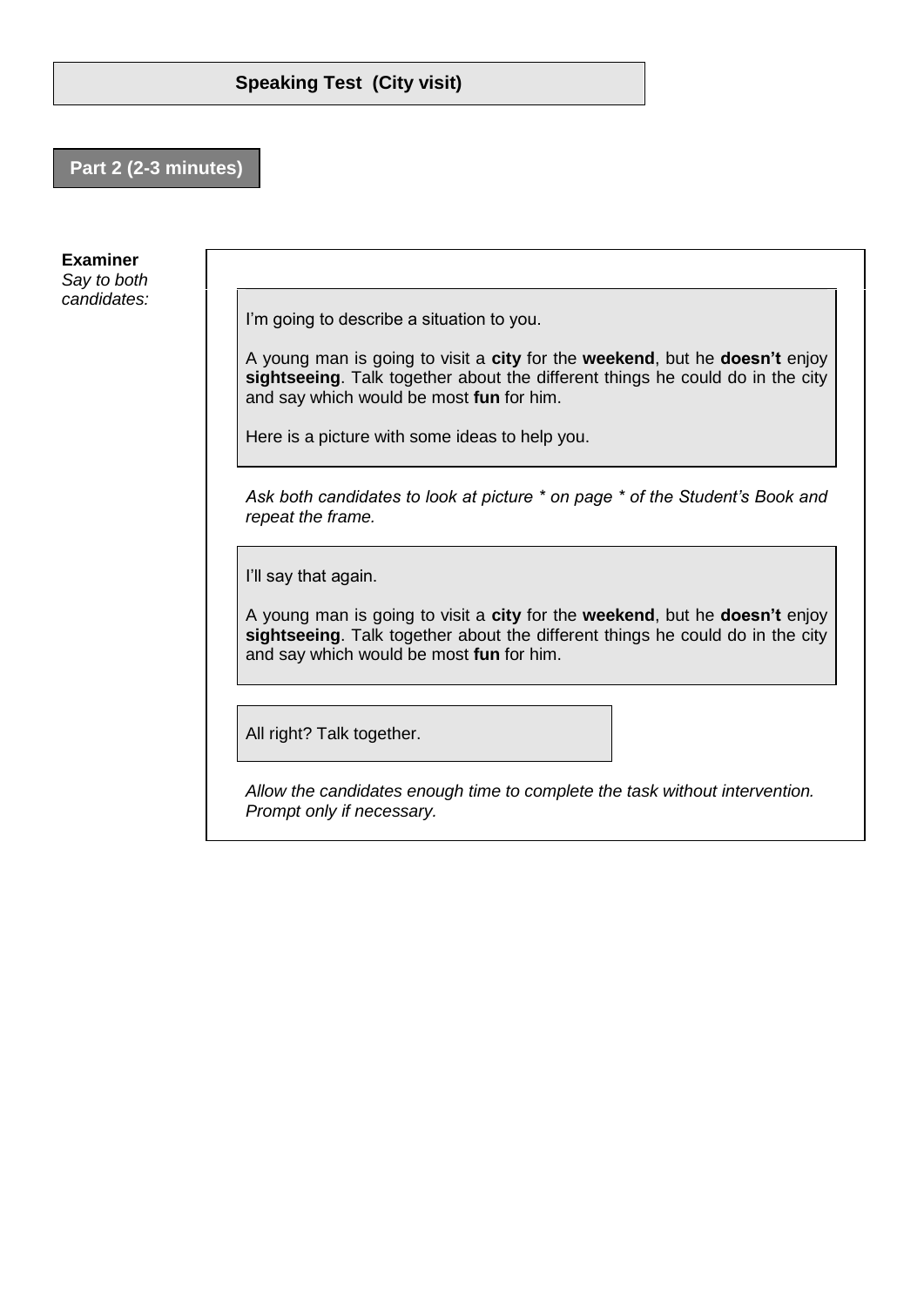# Speaking Test (City visit)

## Part 2 (2-3 minutes)

**Examiner**
*Say to both candidates:*

I'm going to describe a situation to you.

A young man is going to visit a **city** for the **weekend**, but he **doesn't** enjoy **sightseeing**. Talk together about the different things he could do in the city and say which would be most **fun** for him.

Here is a picture with some ideas to help you.

*Ask both candidates to look at picture * on page * of the Student's Book and repeat the frame.*

I'll say that again.

A young man is going to visit a **city** for the **weekend**, but he **doesn't** enjoy **sightseeing**. Talk together about the different things he could do in the city and say which would be most **fun** for him.

All right? Talk together.

*Allow the candidates enough time to complete the task without intervention. Prompt only if necessary.*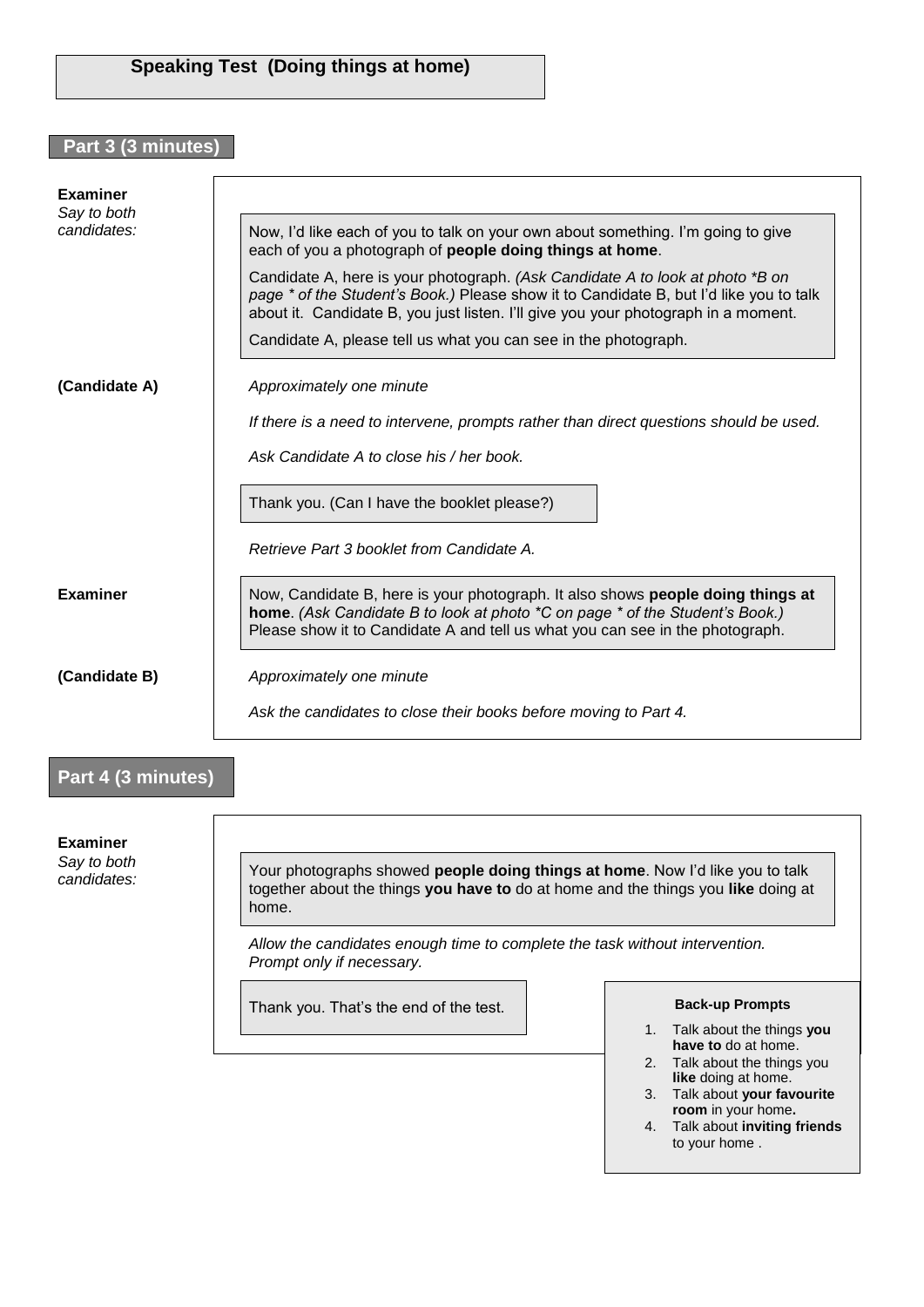# Speaking Test (Doing things at home)

## Part 3 (3 minutes)

**Examiner**
*Say to both candidates:*

> Now, I'd like each of you to talk on your own about something. I'm going to give each of you a photograph of **people doing things at home**.
>
> Candidate A, here is your photograph. *(Ask Candidate A to look at photo *B on page * of the Student's Book.)* Please show it to Candidate B, but I'd like you to talk about it. Candidate B, you just listen. I'll give you your photograph in a moment.
>
> Candidate A, please tell us what you can see in the photograph.

**(Candidate A)**

*Approximately one minute*

*If there is a need to intervene, prompts rather than direct questions should be used.*

*Ask Candidate A to close his / her book.*

> Thank you. (Can I have the booklet please?)

*Retrieve Part 3 booklet from Candidate A.*

**Examiner**

> Now, Candidate B, here is your photograph. It also shows **people doing things at home**. *(Ask Candidate B to look at photo *C on page * of the Student's Book.)* Please show it to Candidate A and tell us what you can see in the photograph.

**(Candidate B)**

*Approximately one minute*

*Ask the candidates to close their books before moving to Part 4.*

## Part 4 (3 minutes)

**Examiner**
*Say to both candidates:*

> Your photographs showed **people doing things at home**. Now I'd like you to talk together about the things **you have to** do at home and the things you **like** doing at home.

*Allow the candidates enough time to complete the task without intervention. Prompt only if necessary.*

> Thank you. That's the end of the test.

**Back-up Prompts**

1. Talk about the things **you have to** do at home.
2. Talk about the things you **like** doing at home.
3. Talk about **your favourite room** in your home**.**
4. Talk about **inviting friends** to your home .